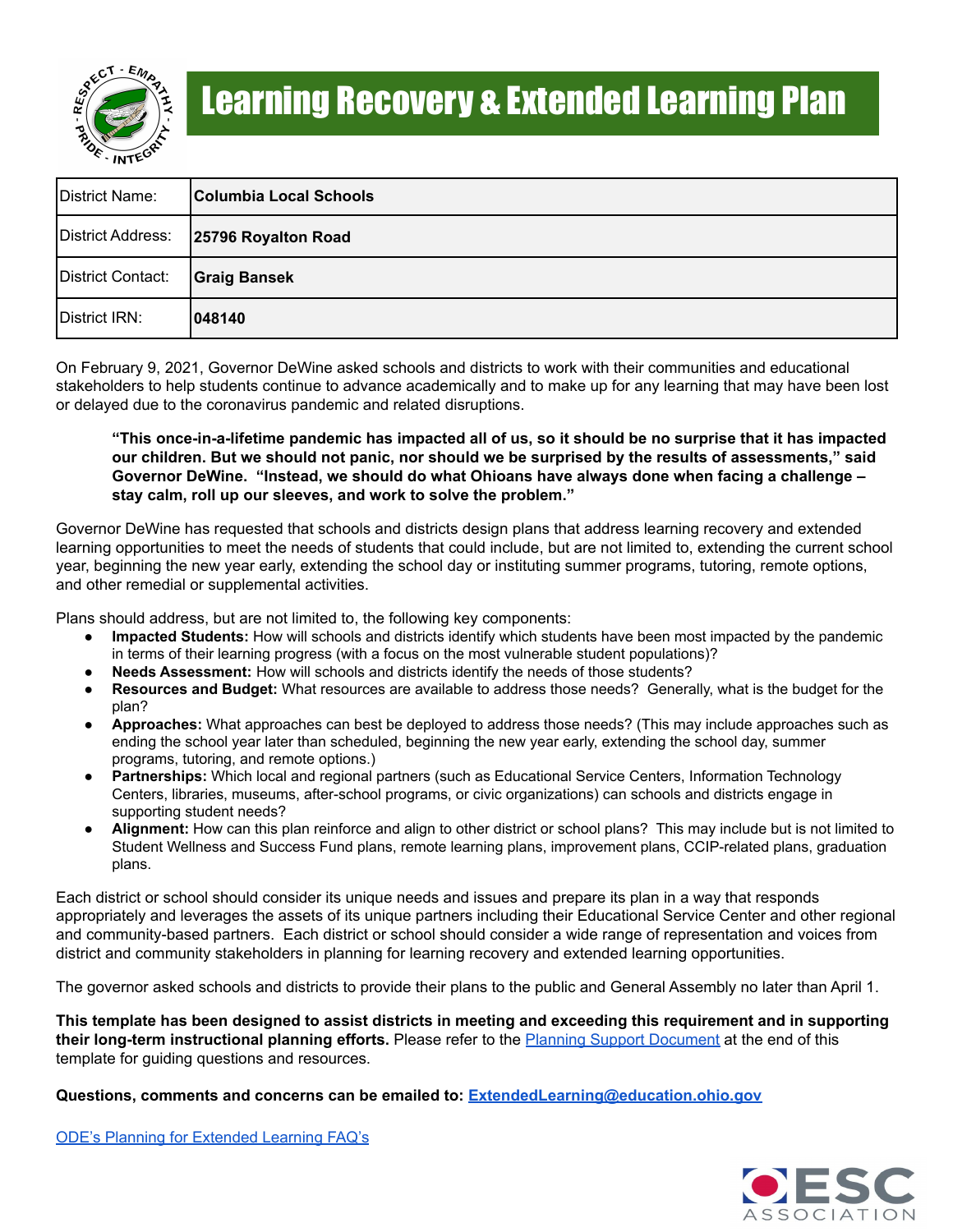# Learning Recovery & Extended Learning Plan

| District Name: | **Columbia Local Schools** |
|---|---|
| District Address: | **25796 Royalton Road** |
| District Contact: | **Graig Bansek** |
| District IRN: | **048140** |

On February 9, 2021, Governor DeWine asked schools and districts to work with their communities and educational stakeholders to help students continue to advance academically and to make up for any learning that may have been lost or delayed due to the coronavirus pandemic and related disruptions.

> **"This once-in-a-lifetime pandemic has impacted all of us, so it should be no surprise that it has impacted our children. But we should not panic, nor should we be surprised by the results of assessments," said Governor DeWine. "Instead, we should do what Ohioans have always done when facing a challenge – stay calm, roll up our sleeves, and work to solve the problem."**

Governor DeWine has requested that schools and districts design plans that address learning recovery and extended learning opportunities to meet the needs of students that could include, but are not limited to, extending the current school year, beginning the new year early, extending the school day or instituting summer programs, tutoring, remote options, and other remedial or supplemental activities.

Plans should address, but are not limited to, the following key components:

- **Impacted Students:** How will schools and districts identify which students have been most impacted by the pandemic in terms of their learning progress (with a focus on the most vulnerable student populations)?
- **Needs Assessment:** How will schools and districts identify the needs of those students?
- **Resources and Budget:** What resources are available to address those needs? Generally, what is the budget for the plan?
- **Approaches:** What approaches can best be deployed to address those needs? (This may include approaches such as ending the school year later than scheduled, beginning the new year early, extending the school day, summer programs, tutoring, and remote options.)
- **Partnerships:** Which local and regional partners (such as Educational Service Centers, Information Technology Centers, libraries, museums, after-school programs, or civic organizations) can schools and districts engage in supporting student needs?
- **Alignment:** How can this plan reinforce and align to other district or school plans? This may include but is not limited to Student Wellness and Success Fund plans, remote learning plans, improvement plans, CCIP-related plans, graduation plans.

Each district or school should consider its unique needs and issues and prepare its plan in a way that responds appropriately and leverages the assets of its unique partners including their Educational Service Center and other regional and community-based partners. Each district or school should consider a wide range of representation and voices from district and community stakeholders in planning for learning recovery and extended learning opportunities.

The governor asked schools and districts to provide their plans to the public and General Assembly no later than April 1.

**This template has been designed to assist districts in meeting and exceeding this requirement and in supporting their long-term instructional planning efforts.** Please refer to the Planning Support Document at the end of this template for guiding questions and resources.

**Questions, comments and concerns can be emailed to: ExtendedLearning@education.ohio.gov**

ODE's Planning for Extended Learning FAQ's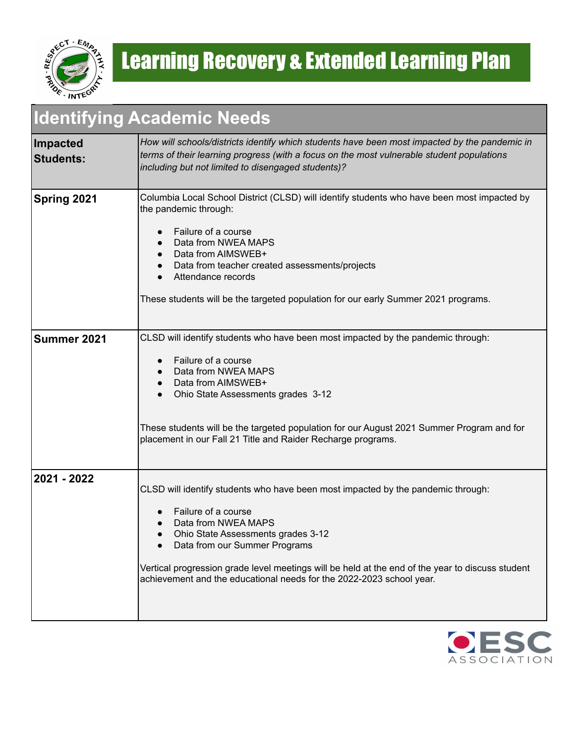# Learning Recovery & Extended Learning Plan

## Identifying Academic Needs

| **Impacted Students:** | *How will schools/districts identify which students have been most impacted by the pandemic in terms of their learning progress (with a focus on the most vulnerable student populations including but not limited to disengaged students)?* |
|---|---|
| **Spring 2021** | Columbia Local School District (CLSD) will identify students who have been most impacted by the pandemic through:<br>• Failure of a course<br>• Data from NWEA MAPS<br>• Data from AIMSWEB+<br>• Data from teacher created assessments/projects<br>• Attendance records<br><br>These students will be the targeted population for our early Summer 2021 programs. |
| **Summer 2021** | CLSD will identify students who have been most impacted by the pandemic through:<br>• Failure of a course<br>• Data from NWEA MAPS<br>• Data from AIMSWEB+<br>• Ohio State Assessments grades 3-12<br><br>These students will be the targeted population for our August 2021 Summer Program and for placement in our Fall 21 Title and Raider Recharge programs. |
| **2021 - 2022** | CLSD will identify students who have been most impacted by the pandemic through:<br>• Failure of a course<br>• Data from NWEA MAPS<br>• Ohio State Assessments grades 3-12<br>• Data from our Summer Programs<br><br>Vertical progression grade level meetings will be held at the end of the year to discuss student achievement and the educational needs for the 2022-2023 school year. |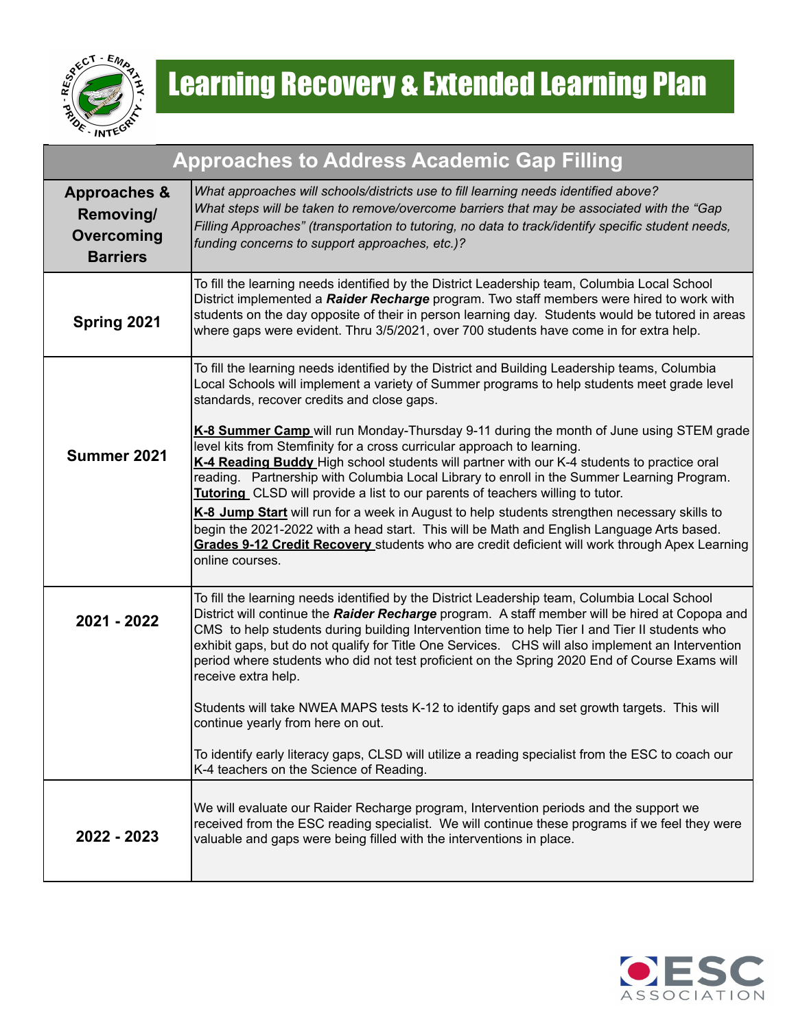# Learning Recovery & Extended Learning Plan

| Approaches to Address Academic Gap Filling | |
|---|---|
| **Approaches & Removing/ Overcoming Barriers** | *What approaches will schools/districts use to fill learning needs identified above? What steps will be taken to remove/overcome barriers that may be associated with the "Gap Filling Approaches" (transportation to tutoring, no data to track/identify specific student needs, funding concerns to support approaches, etc.)?* |
| **Spring 2021** | To fill the learning needs identified by the District Leadership team, Columbia Local School District implemented a ***Raider Recharge*** program. Two staff members were hired to work with students on the day opposite of their in person learning day. Students would be tutored in areas where gaps were evident. Thru 3/5/2021, over 700 students have come in for extra help. |
| **Summer 2021** | To fill the learning needs identified by the District and Building Leadership teams, Columbia Local Schools will implement a variety of Summer programs to help students meet grade level standards, recover credits and close gaps.<br><br>**K-8 Summer Camp** will run Monday-Thursday 9-11 during the month of June using STEM grade level kits from Stemfinity for a cross curricular approach to learning.<br>**K-4 Reading Buddy** High school students will partner with our K-4 students to practice oral reading. Partnership with Columbia Local Library to enroll in the Summer Learning Program.<br>**Tutoring** CLSD will provide a list to our parents of teachers willing to tutor.<br>**K-8 Jump Start** will run for a week in August to help students strengthen necessary skills to begin the 2021-2022 with a head start. This will be Math and English Language Arts based.<br>**Grades 9-12 Credit Recovery** students who are credit deficient will work through Apex Learning online courses. |
| **2021 - 2022** | To fill the learning needs identified by the District Leadership team, Columbia Local School District will continue the ***Raider Recharge*** program. A staff member will be hired at Copopa and CMS to help students during building Intervention time to help Tier I and Tier II students who exhibit gaps, but do not qualify for Title One Services. CHS will also implement an Intervention period where students who did not test proficient on the Spring 2020 End of Course Exams will receive extra help.<br><br>Students will take NWEA MAPS tests K-12 to identify gaps and set growth targets. This will continue yearly from here on out.<br><br>To identify early literacy gaps, CLSD will utilize a reading specialist from the ESC to coach our K-4 teachers on the Science of Reading. |
| **2022 - 2023** | We will evaluate our Raider Recharge program, Intervention periods and the support we received from the ESC reading specialist. We will continue these programs if we feel they were valuable and gaps were being filled with the interventions in place. |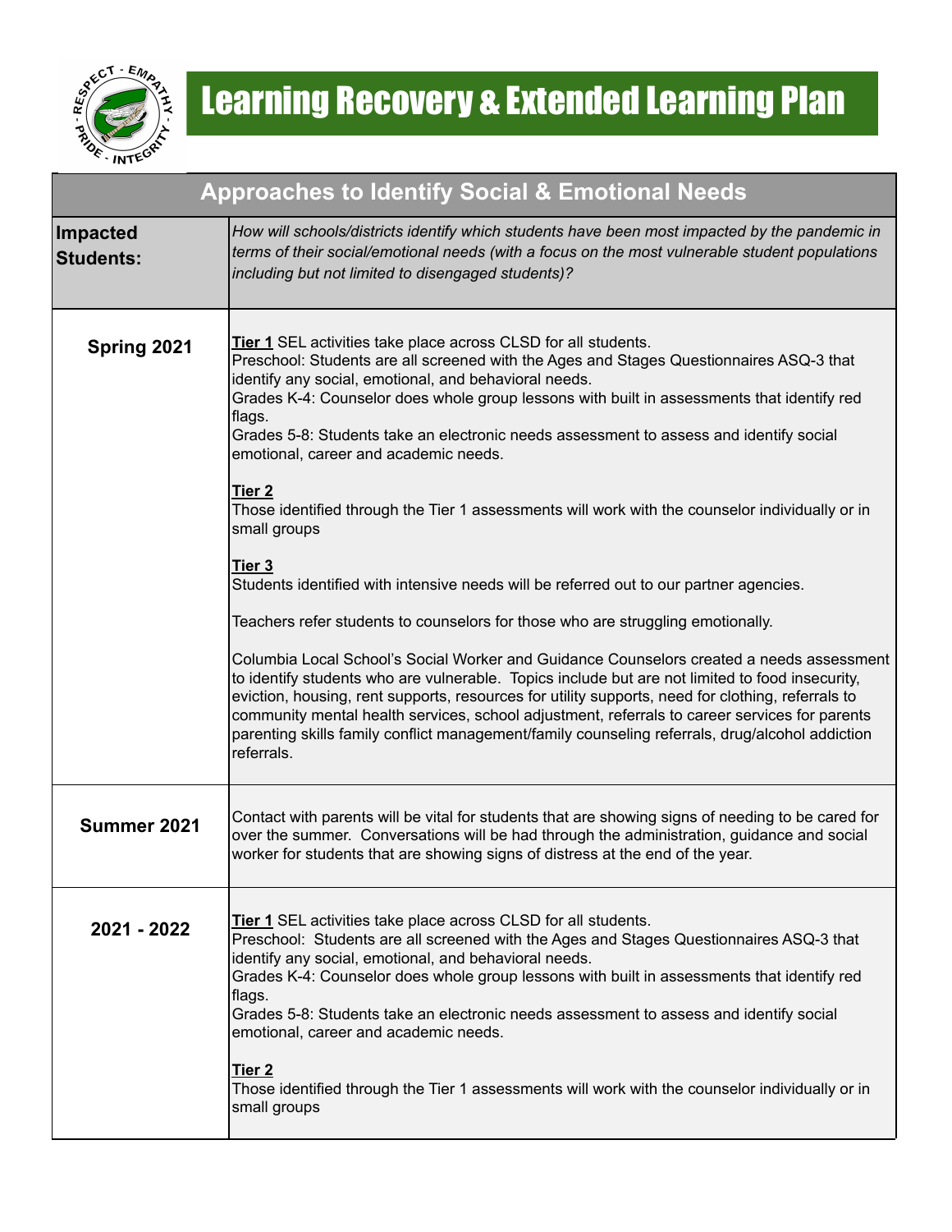# Learning Recovery & Extended Learning Plan

| Approaches to Identify Social & Emotional Needs | |
|---|---|
| **Impacted Students:** | *How will schools/districts identify which students have been most impacted by the pandemic in terms of their social/emotional needs (with a focus on the most vulnerable student populations including but not limited to disengaged students)?* |
| **Spring 2021** | **Tier 1** SEL activities take place across CLSD for all students.<br>Preschool: Students are all screened with the Ages and Stages Questionnaires ASQ-3 that identify any social, emotional, and behavioral needs.<br>Grades K-4: Counselor does whole group lessons with built in assessments that identify red flags.<br>Grades 5-8: Students take an electronic needs assessment to assess and identify social emotional, career and academic needs.<br><br>**Tier 2**<br>Those identified through the Tier 1 assessments will work with the counselor individually or in small groups<br><br>**Tier 3**<br>Students identified with intensive needs will be referred out to our partner agencies.<br><br>Teachers refer students to counselors for those who are struggling emotionally.<br><br>Columbia Local School's Social Worker and Guidance Counselors created a needs assessment to identify students who are vulnerable. Topics include but are not limited to food insecurity, eviction, housing, rent supports, resources for utility supports, need for clothing, referrals to community mental health services, school adjustment, referrals to career services for parents parenting skills family conflict management/family counseling referrals, drug/alcohol addiction referrals. |
| **Summer 2021** | Contact with parents will be vital for students that are showing signs of needing to be cared for over the summer. Conversations will be had through the administration, guidance and social worker for students that are showing signs of distress at the end of the year. |
| **2021 - 2022** | **Tier 1** SEL activities take place across CLSD for all students.<br>Preschool: Students are all screened with the Ages and Stages Questionnaires ASQ-3 that identify any social, emotional, and behavioral needs.<br>Grades K-4: Counselor does whole group lessons with built in assessments that identify red flags.<br>Grades 5-8: Students take an electronic needs assessment to assess and identify social emotional, career and academic needs.<br><br>**Tier 2**<br>Those identified through the Tier 1 assessments will work with the counselor individually or in small groups |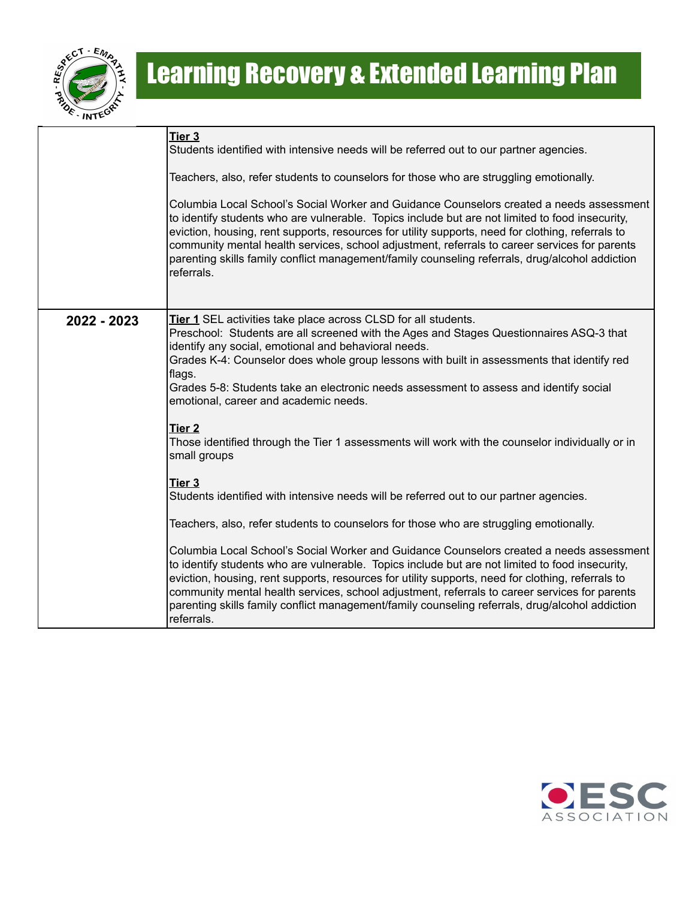# Learning Recovery & Extended Learning Plan

| | |
|---|---|
| | **Tier 3**<br>Students identified with intensive needs will be referred out to our partner agencies.<br><br>Teachers, also, refer students to counselors for those who are struggling emotionally.<br><br>Columbia Local School's Social Worker and Guidance Counselors created a needs assessment to identify students who are vulnerable. Topics include but are not limited to food insecurity, eviction, housing, rent supports, resources for utility supports, need for clothing, referrals to community mental health services, school adjustment, referrals to career services for parents parenting skills family conflict management/family counseling referrals, drug/alcohol addiction referrals. |
| **2022 - 2023** | **Tier 1** SEL activities take place across CLSD for all students.<br>Preschool: Students are all screened with the Ages and Stages Questionnaires ASQ-3 that identify any social, emotional and behavioral needs.<br>Grades K-4: Counselor does whole group lessons with built in assessments that identify red flags.<br>Grades 5-8: Students take an electronic needs assessment to assess and identify social emotional, career and academic needs.<br><br>**Tier 2**<br>Those identified through the Tier 1 assessments will work with the counselor individually or in small groups<br><br>**Tier 3**<br>Students identified with intensive needs will be referred out to our partner agencies.<br><br>Teachers, also, refer students to counselors for those who are struggling emotionally.<br><br>Columbia Local School's Social Worker and Guidance Counselors created a needs assessment to identify students who are vulnerable. Topics include but are not limited to food insecurity, eviction, housing, rent supports, resources for utility supports, need for clothing, referrals to community mental health services, school adjustment, referrals to career services for parents parenting skills family conflict management/family counseling referrals, drug/alcohol addiction referrals. |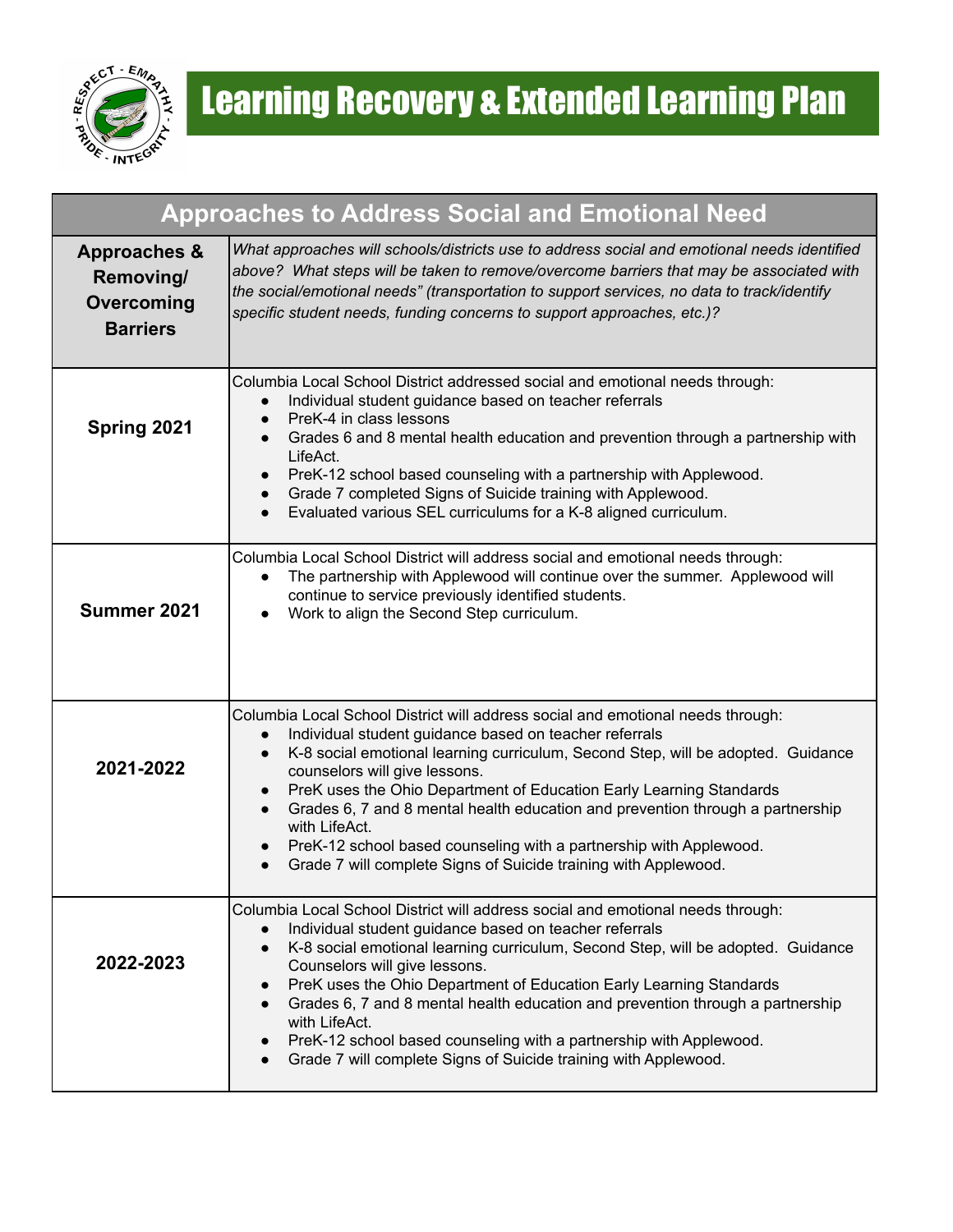# Learning Recovery & Extended Learning Plan

| Approaches to Address Social and Emotional Need | |
|---|---|
| **Approaches & Removing/ Overcoming Barriers** | *What approaches will schools/districts use to address social and emotional needs identified above? What steps will be taken to remove/overcome barriers that may be associated with the social/emotional needs" (transportation to support services, no data to track/identify specific student needs, funding concerns to support approaches, etc.)?* |
| **Spring 2021** | Columbia Local School District addressed social and emotional needs through:<br>• Individual student guidance based on teacher referrals<br>• PreK-4 in class lessons<br>• Grades 6 and 8 mental health education and prevention through a partnership with LifeAct.<br>• PreK-12 school based counseling with a partnership with Applewood.<br>• Grade 7 completed Signs of Suicide training with Applewood.<br>• Evaluated various SEL curriculums for a K-8 aligned curriculum. |
| **Summer 2021** | Columbia Local School District will address social and emotional needs through:<br>• The partnership with Applewood will continue over the summer. Applewood will continue to service previously identified students.<br>• Work to align the Second Step curriculum. |
| **2021-2022** | Columbia Local School District will address social and emotional needs through:<br>• Individual student guidance based on teacher referrals<br>• K-8 social emotional learning curriculum, Second Step, will be adopted. Guidance counselors will give lessons.<br>• PreK uses the Ohio Department of Education Early Learning Standards<br>• Grades 6, 7 and 8 mental health education and prevention through a partnership with LifeAct.<br>• PreK-12 school based counseling with a partnership with Applewood.<br>• Grade 7 will complete Signs of Suicide training with Applewood. |
| **2022-2023** | Columbia Local School District will address social and emotional needs through:<br>• Individual student guidance based on teacher referrals<br>• K-8 social emotional learning curriculum, Second Step, will be adopted. Guidance Counselors will give lessons.<br>• PreK uses the Ohio Department of Education Early Learning Standards<br>• Grades 6, 7 and 8 mental health education and prevention through a partnership with LifeAct.<br>• PreK-12 school based counseling with a partnership with Applewood.<br>• Grade 7 will complete Signs of Suicide training with Applewood. |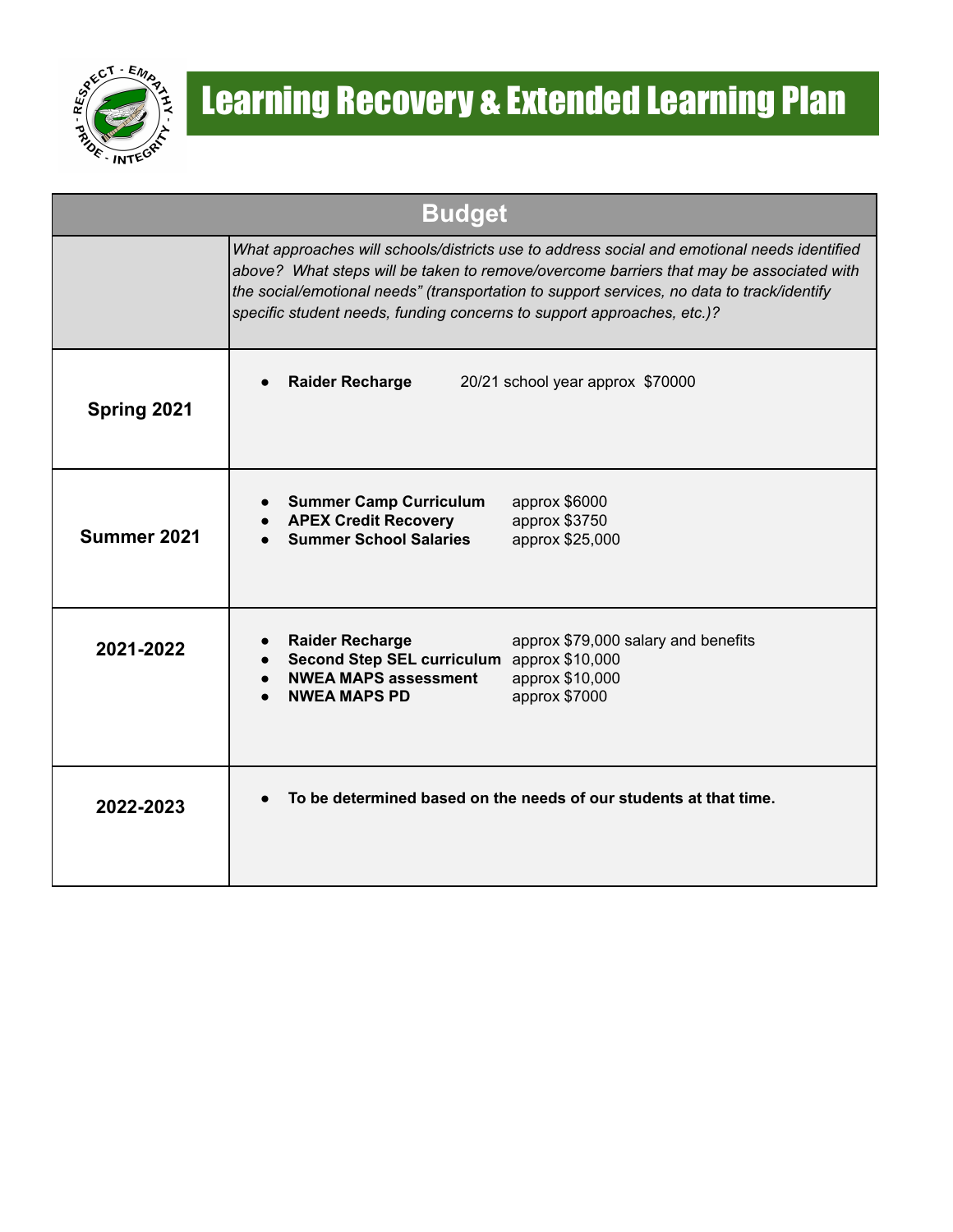# Learning Recovery & Extended Learning Plan

| Budget | |
|---|---|
| | *What approaches will schools/districts use to address social and emotional needs identified above? What steps will be taken to remove/overcome barriers that may be associated with the social/emotional needs" (transportation to support services, no data to track/identify specific student needs, funding concerns to support approaches, etc.)?* |
| **Spring 2021** | • **Raider Recharge** 20/21 school year approx $70000 |
| **Summer 2021** | • **Summer Camp Curriculum** approx $6000<br>• **APEX Credit Recovery** approx $3750<br>• **Summer School Salaries** approx $25,000 |
| **2021-2022** | • **Raider Recharge** approx $79,000 salary and benefits<br>• **Second Step SEL curriculum** approx $10,000<br>• **NWEA MAPS assessment** approx $10,000<br>• **NWEA MAPS PD** approx $7000 |
| **2022-2023** | • **To be determined based on the needs of our students at that time.** |